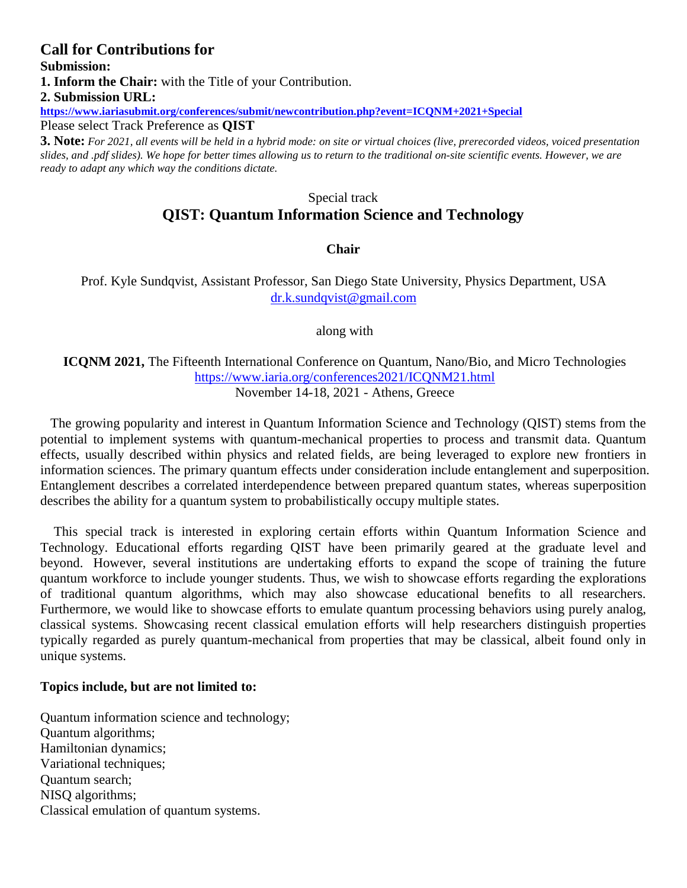## Call for Contributions for

**Submission:**

**1. Inform the Chair:** with the Title of your Contribution.

**2. Submission URL:**

**https://www.iariasubmit.org/conferences/submit/newcontribution.php?event=ICQNM+2021+Special**

Please select Track Preference as **QIST**

**3. Note:** *For 2021, all events will be held in a hybrid mode: on site or virtual choices (live, prerecorded videos, voiced presentation slides, and .pdf slides). We hope for better times allowing us to return to the traditional on-site scientific events. However, we are ready to adapt any which way the conditions dictate.*

Special track

# QIST: Quantum Information Science and Technology

**Chair**

Prof. Kyle Sundqvist, Assistant Professor, San Diego State University, Physics Department, USA
dr.k.sundqvist@gmail.com

along with

**ICQNM 2021,** The Fifteenth International Conference on Quantum, Nano/Bio, and Micro Technologies
https://www.iaria.org/conferences2021/ICQNM21.html
November 14-18, 2021 - Athens, Greece

The growing popularity and interest in Quantum Information Science and Technology (QIST) stems from the potential to implement systems with quantum-mechanical properties to process and transmit data. Quantum effects, usually described within physics and related fields, are being leveraged to explore new frontiers in information sciences. The primary quantum effects under consideration include entanglement and superposition. Entanglement describes a correlated interdependence between prepared quantum states, whereas superposition describes the ability for a quantum system to probabilistically occupy multiple states.

This special track is interested in exploring certain efforts within Quantum Information Science and Technology. Educational efforts regarding QIST have been primarily geared at the graduate level and beyond. However, several institutions are undertaking efforts to expand the scope of training the future quantum workforce to include younger students. Thus, we wish to showcase efforts regarding the explorations of traditional quantum algorithms, which may also showcase educational benefits to all researchers. Furthermore, we would like to showcase efforts to emulate quantum processing behaviors using purely analog, classical systems. Showcasing recent classical emulation efforts will help researchers distinguish properties typically regarded as purely quantum-mechanical from properties that may be classical, albeit found only in unique systems.

**Topics include, but are not limited to:**

Quantum information science and technology;
Quantum algorithms;
Hamiltonian dynamics;
Variational techniques;
Quantum search;
NISQ algorithms;
Classical emulation of quantum systems.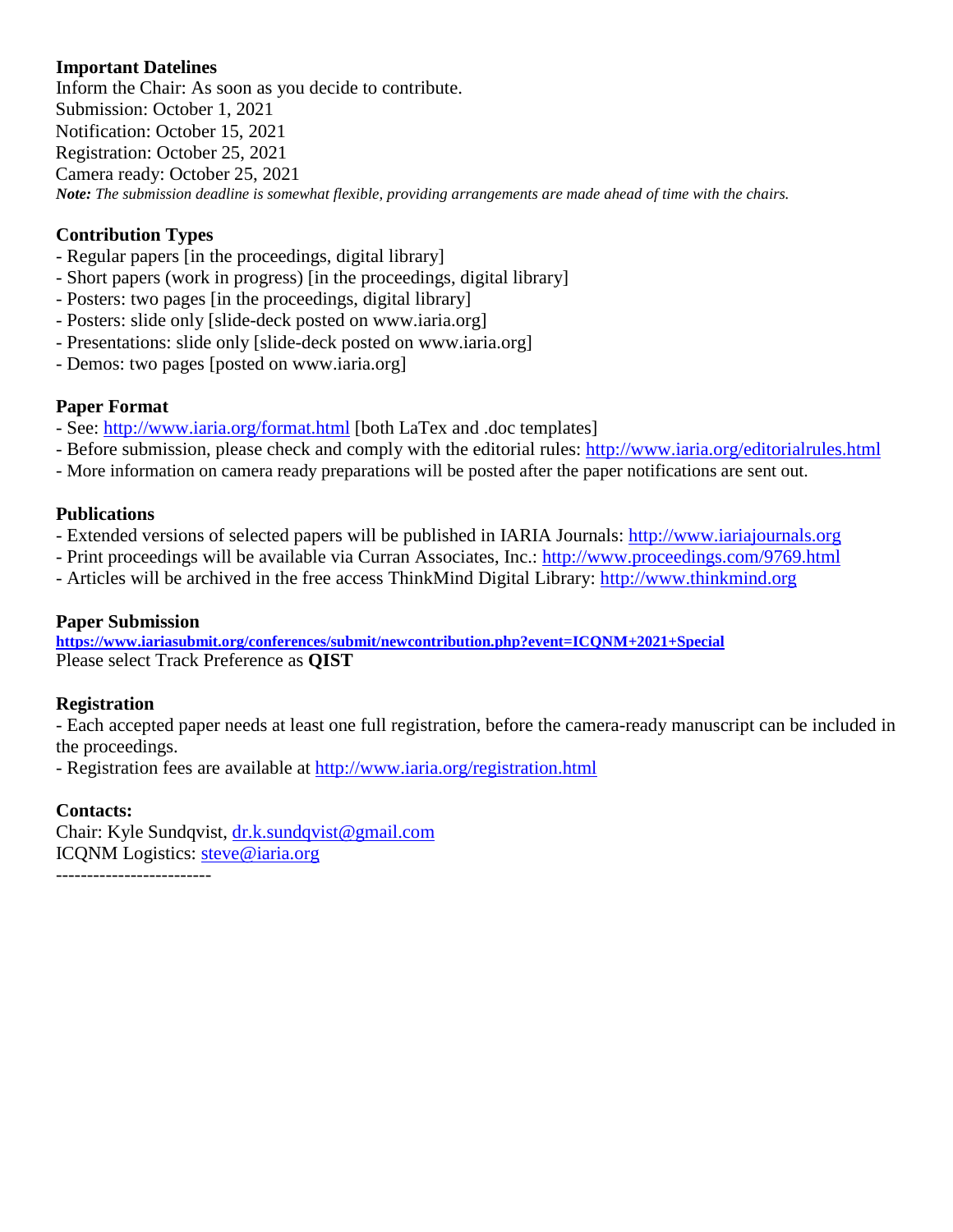**Important Datelines**

Inform the Chair: As soon as you decide to contribute.
Submission: October 1, 2021
Notification: October 15, 2021
Registration: October 25, 2021
Camera ready: October 25, 2021
***Note:*** *The submission deadline is somewhat flexible, providing arrangements are made ahead of time with the chairs.*

**Contribution Types**

- Regular papers [in the proceedings, digital library]
- Short papers (work in progress) [in the proceedings, digital library]
- Posters: two pages [in the proceedings, digital library]
- Posters: slide only [slide-deck posted on www.iaria.org]
- Presentations: slide only [slide-deck posted on www.iaria.org]
- Demos: two pages [posted on www.iaria.org]

**Paper Format**

- See: http://www.iaria.org/format.html [both LaTex and .doc templates]
- Before submission, please check and comply with the editorial rules: http://www.iaria.org/editorialrules.html
- More information on camera ready preparations will be posted after the paper notifications are sent out.

**Publications**

- Extended versions of selected papers will be published in IARIA Journals: http://www.iariajournals.org
- Print proceedings will be available via Curran Associates, Inc.: http://www.proceedings.com/9769.html
- Articles will be archived in the free access ThinkMind Digital Library: http://www.thinkmind.org

**Paper Submission**

**https://www.iariasubmit.org/conferences/submit/newcontribution.php?event=ICQNM+2021+Special**
Please select Track Preference as **QIST**

**Registration**

- Each accepted paper needs at least one full registration, before the camera-ready manuscript can be included in the proceedings.
- Registration fees are available at http://www.iaria.org/registration.html

**Contacts:**

Chair: Kyle Sundqvist, dr.k.sundqvist@gmail.com
ICQNM Logistics: steve@iaria.org

-------------------------